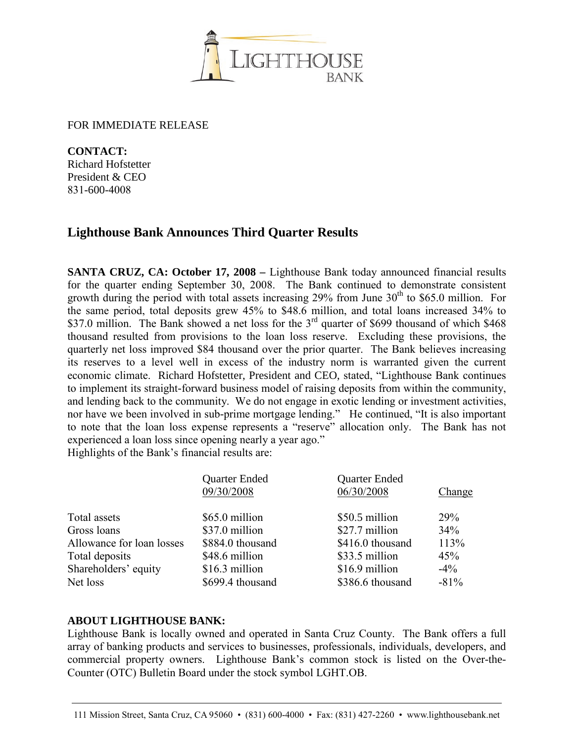FOR IMMEDIATE RELEASE

**CONTACT:**
Richard Hofstetter
President & CEO
831-600-4008

## Lighthouse Bank Announces Third Quarter Results

**SANTA CRUZ, CA: October 17, 2008 –** Lighthouse Bank today announced financial results for the quarter ending September 30, 2008. The Bank continued to demonstrate consistent growth during the period with total assets increasing 29% from June 30th to $65.0 million. For the same period, total deposits grew 45% to $48.6 million, and total loans increased 34% to $37.0 million. The Bank showed a net loss for the 3rd quarter of $699 thousand of which $468 thousand resulted from provisions to the loan loss reserve. Excluding these provisions, the quarterly net loss improved $84 thousand over the prior quarter. The Bank believes increasing its reserves to a level well in excess of the industry norm is warranted given the current economic climate. Richard Hofstetter, President and CEO, stated, "Lighthouse Bank continues to implement its straight-forward business model of raising deposits from within the community, and lending back to the community. We do not engage in exotic lending or investment activities, nor have we been involved in sub-prime mortgage lending." He continued, "It is also important to note that the loan loss expense represents a "reserve" allocation only. The Bank has not experienced a loan loss since opening nearly a year ago."

Highlights of the Bank's financial results are:

| | Quarter Ended 09/30/2008 | Quarter Ended 06/30/2008 | Change |
|---|---|---|---|
| Total assets | $65.0 million | $50.5 million | 29% |
| Gross loans | $37.0 million | $27.7 million | 34% |
| Allowance for loan losses | $884.0 thousand | $416.0 thousand | 113% |
| Total deposits | $48.6 million | $33.5 million | 45% |
| Shareholders' equity | $16.3 million | $16.9 million | -4% |
| Net loss | $699.4 thousand | $386.6 thousand | -81% |

**ABOUT LIGHTHOUSE BANK:**

Lighthouse Bank is locally owned and operated in Santa Cruz County. The Bank offers a full array of banking products and services to businesses, professionals, individuals, developers, and commercial property owners. Lighthouse Bank's common stock is listed on the Over-the-Counter (OTC) Bulletin Board under the stock symbol LGHT.OB.

111 Mission Street, Santa Cruz, CA 95060 • (831) 600-4000 • Fax: (831) 427-2260 • www.lighthousebank.net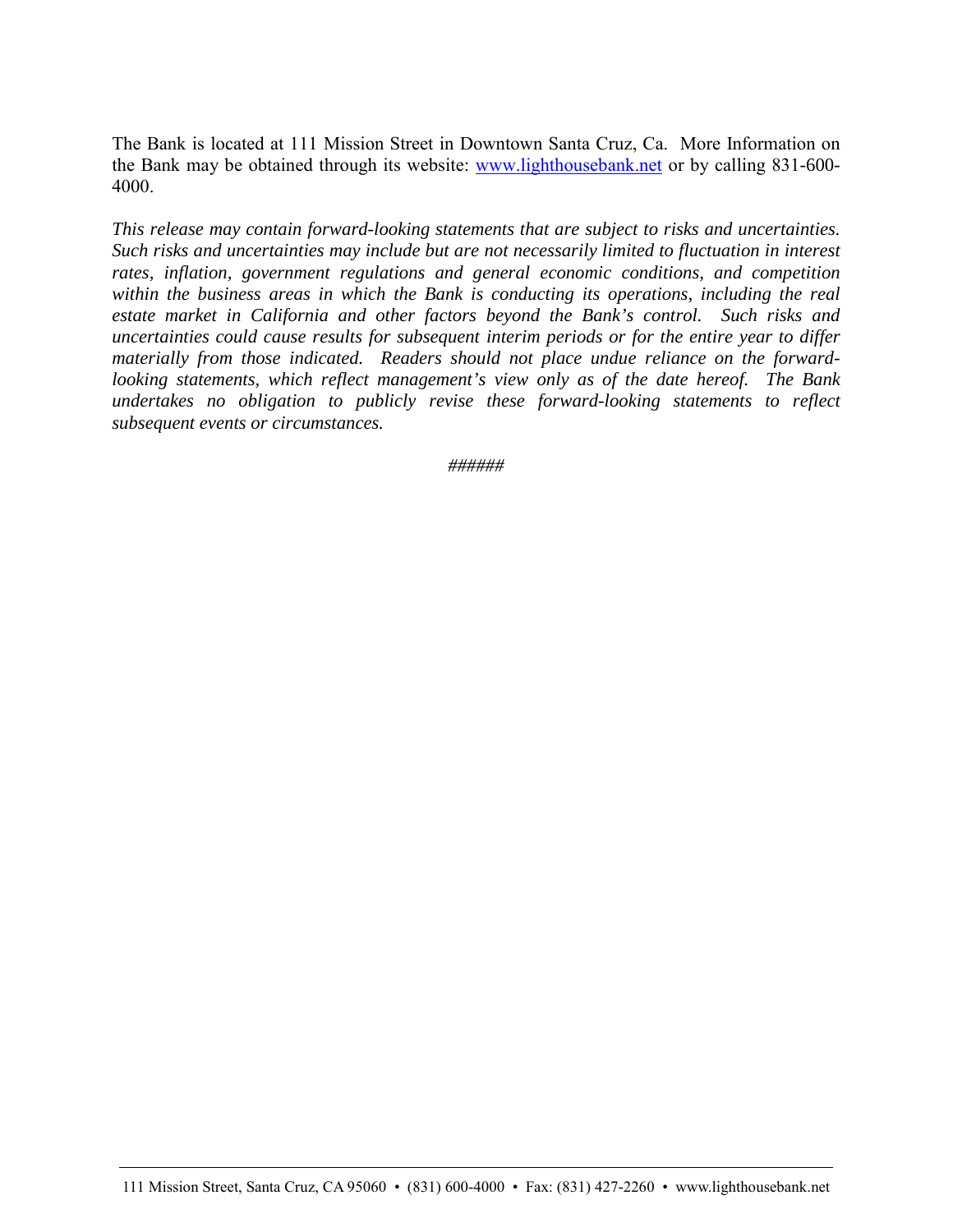The Bank is located at 111 Mission Street in Downtown Santa Cruz, Ca. More Information on the Bank may be obtained through its website: www.lighthousebank.net or by calling 831-600-4000.

*This release may contain forward-looking statements that are subject to risks and uncertainties. Such risks and uncertainties may include but are not necessarily limited to fluctuation in interest rates, inflation, government regulations and general economic conditions, and competition within the business areas in which the Bank is conducting its operations, including the real estate market in California and other factors beyond the Bank's control. Such risks and uncertainties could cause results for subsequent interim periods or for the entire year to differ materially from those indicated. Readers should not place undue reliance on the forward-looking statements, which reflect management's view only as of the date hereof. The Bank undertakes no obligation to publicly revise these forward-looking statements to reflect subsequent events or circumstances.*

######